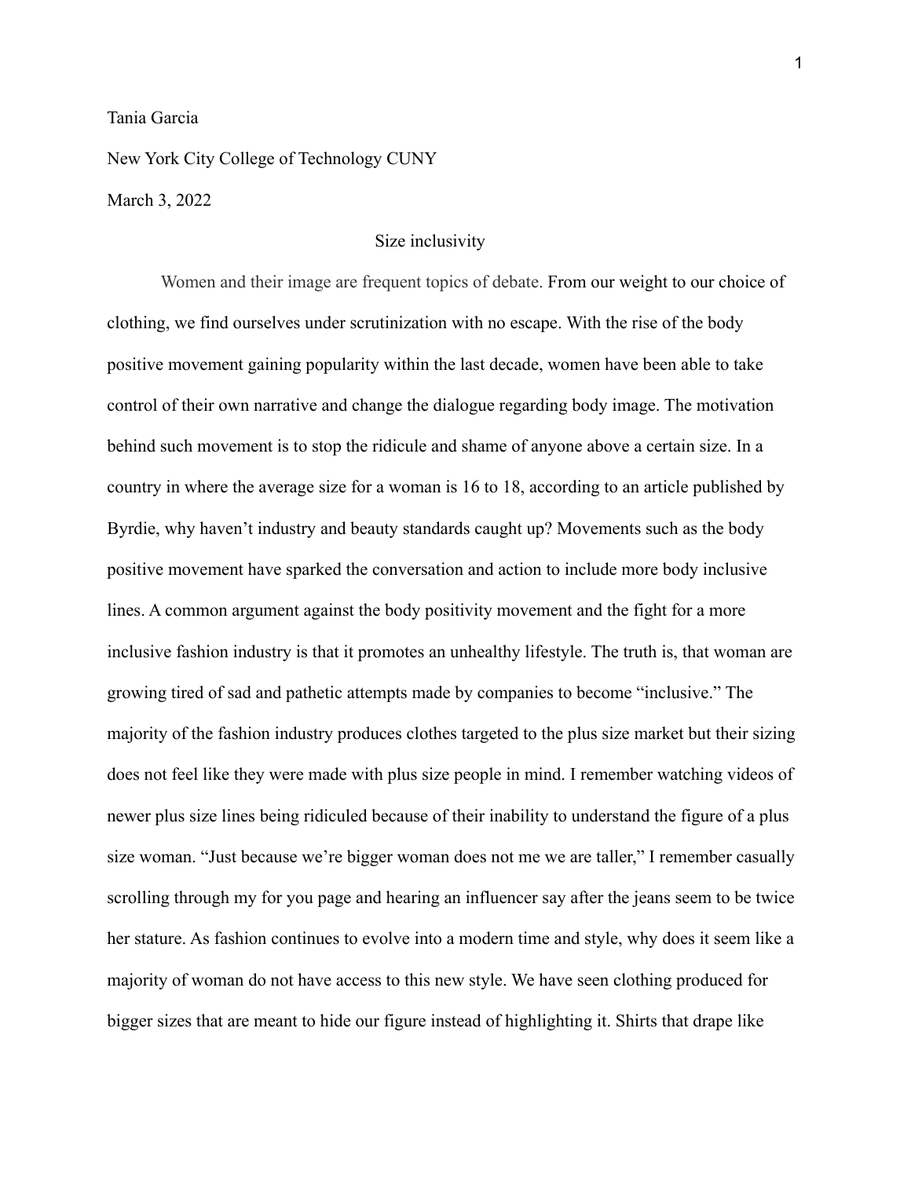Tania Garcia

New York City College of Technology CUNY

March 3, 2022

# Size inclusivity

Women and their image are frequent topics of debate. From our weight to our choice of clothing, we find ourselves under scrutinization with no escape. With the rise of the body positive movement gaining popularity within the last decade, women have been able to take control of their own narrative and change the dialogue regarding body image. The motivation behind such movement is to stop the ridicule and shame of anyone above a certain size. In a country in where the average size for a woman is 16 to 18, according to an article published by Byrdie, why haven't industry and beauty standards caught up? Movements such as the body positive movement have sparked the conversation and action to include more body inclusive lines. A common argument against the body positivity movement and the fight for a more inclusive fashion industry is that it promotes an unhealthy lifestyle. The truth is, that woman are growing tired of sad and pathetic attempts made by companies to become "inclusive." The majority of the fashion industry produces clothes targeted to the plus size market but their sizing does not feel like they were made with plus size people in mind. I remember watching videos of newer plus size lines being ridiculed because of their inability to understand the figure of a plus size woman. "Just because we're bigger woman does not me we are taller," I remember casually scrolling through my for you page and hearing an influencer say after the jeans seem to be twice her stature. As fashion continues to evolve into a modern time and style, why does it seem like a majority of woman do not have access to this new style. We have seen clothing produced for bigger sizes that are meant to hide our figure instead of highlighting it. Shirts that drape like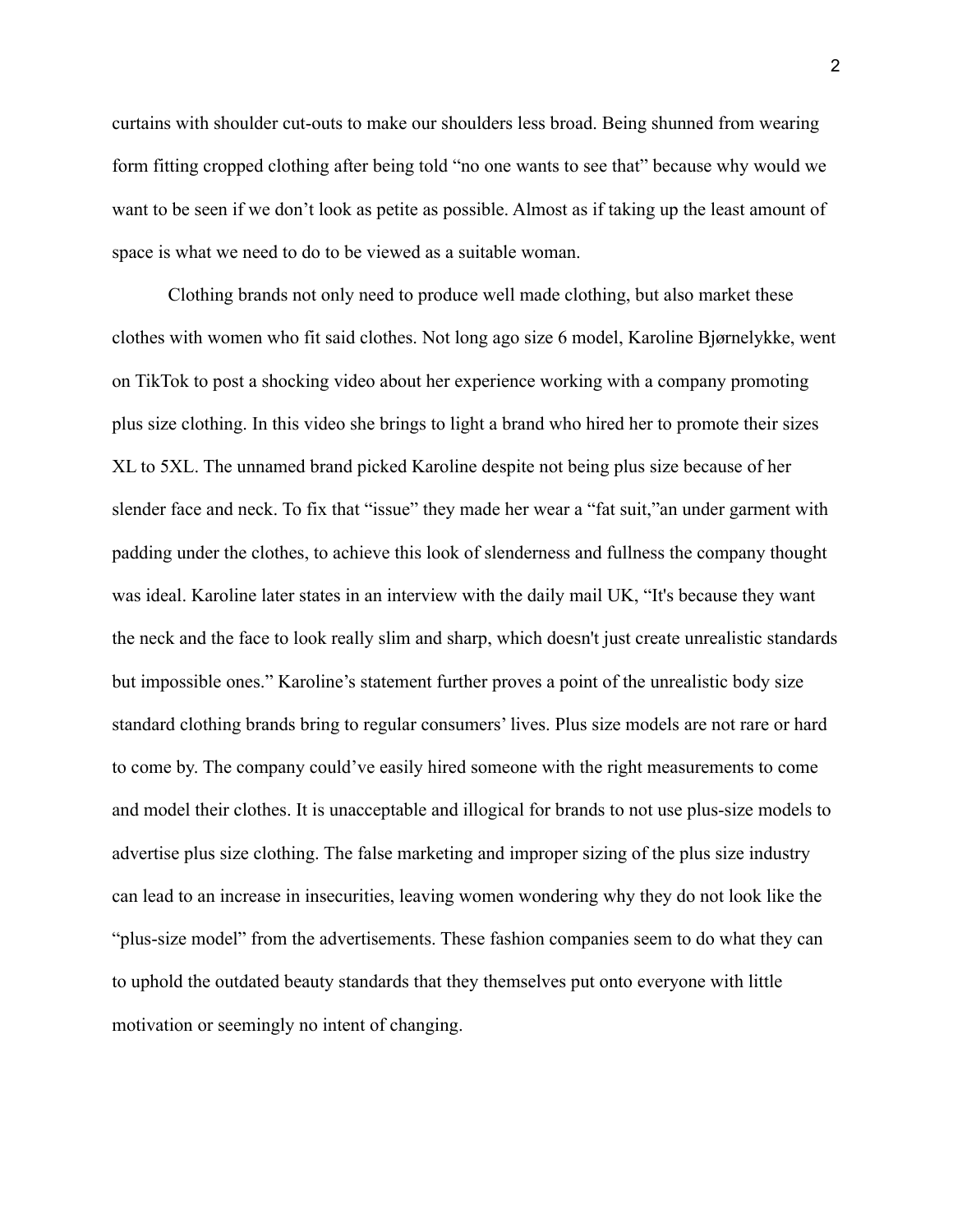curtains with shoulder cut-outs to make our shoulders less broad. Being shunned from wearing form fitting cropped clothing after being told "no one wants to see that" because why would we want to be seen if we don't look as petite as possible. Almost as if taking up the least amount of space is what we need to do to be viewed as a suitable woman.

Clothing brands not only need to produce well made clothing, but also market these clothes with women who fit said clothes. Not long ago size 6 model, Karoline Bjørnelykke, went on TikTok to post a shocking video about her experience working with a company promoting plus size clothing. In this video she brings to light a brand who hired her to promote their sizes XL to 5XL. The unnamed brand picked Karoline despite not being plus size because of her slender face and neck. To fix that "issue" they made her wear a "fat suit,"an under garment with padding under the clothes, to achieve this look of slenderness and fullness the company thought was ideal. Karoline later states in an interview with the daily mail UK, "It's because they want the neck and the face to look really slim and sharp, which doesn't just create unrealistic standards but impossible ones." Karoline's statement further proves a point of the unrealistic body size standard clothing brands bring to regular consumers' lives. Plus size models are not rare or hard to come by. The company could've easily hired someone with the right measurements to come and model their clothes. It is unacceptable and illogical for brands to not use plus-size models to advertise plus size clothing. The false marketing and improper sizing of the plus size industry can lead to an increase in insecurities, leaving women wondering why they do not look like the "plus-size model" from the advertisements. These fashion companies seem to do what they can to uphold the outdated beauty standards that they themselves put onto everyone with little motivation or seemingly no intent of changing.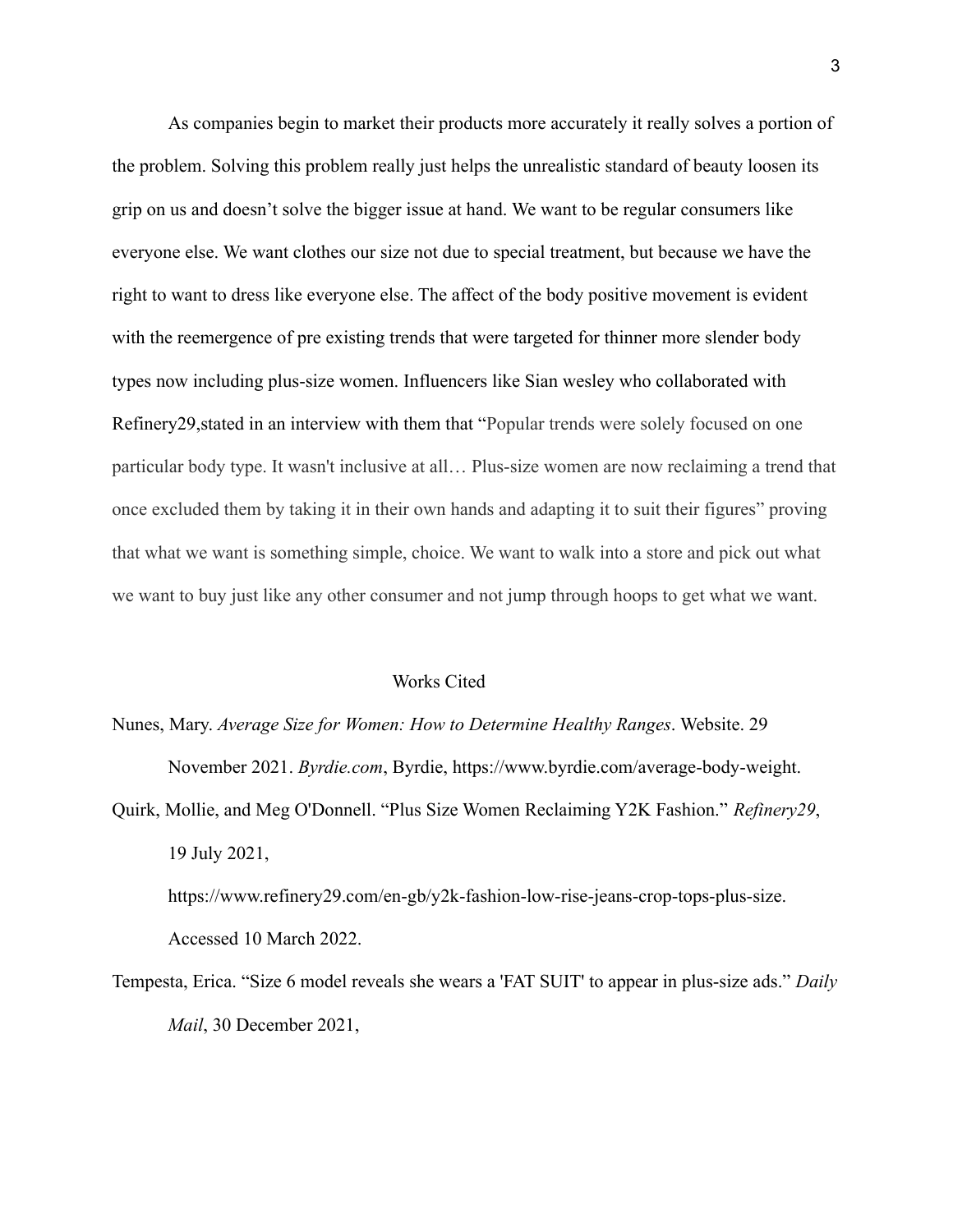As companies begin to market their products more accurately it really solves a portion of the problem. Solving this problem really just helps the unrealistic standard of beauty loosen its grip on us and doesn't solve the bigger issue at hand. We want to be regular consumers like everyone else. We want clothes our size not due to special treatment, but because we have the right to want to dress like everyone else. The affect of the body positive movement is evident with the reemergence of pre existing trends that were targeted for thinner more slender body types now including plus-size women. Influencers like Sian wesley who collaborated with Refinery29,stated in an interview with them that "Popular trends were solely focused on one particular body type. It wasn't inclusive at all… Plus-size women are now reclaiming a trend that once excluded them by taking it in their own hands and adapting it to suit their figures" proving that what we want is something simple, choice. We want to walk into a store and pick out what we want to buy just like any other consumer and not jump through hoops to get what we want.

## Works Cited

Nunes, Mary. *Average Size for Women: How to Determine Healthy Ranges*. Website. 29 November 2021. *Byrdie.com*, Byrdie, https://www.byrdie.com/average-body-weight.

Quirk, Mollie, and Meg O'Donnell. "Plus Size Women Reclaiming Y2K Fashion." *Refinery29*, 19 July 2021, https://www.refinery29.com/en-gb/y2k-fashion-low-rise-jeans-crop-tops-plus-size. Accessed 10 March 2022.

Tempesta, Erica. "Size 6 model reveals she wears a 'FAT SUIT' to appear in plus-size ads." *Daily Mail*, 30 December 2021,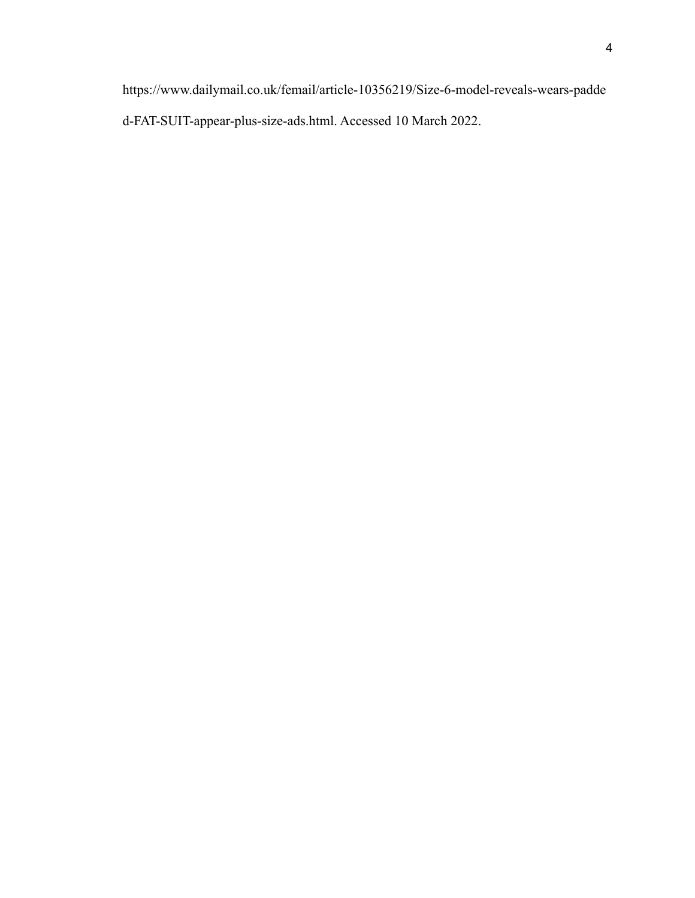https://www.dailymail.co.uk/femail/article-10356219/Size-6-model-reveals-wears-padded-FAT-SUIT-appear-plus-size-ads.html. Accessed 10 March 2022.